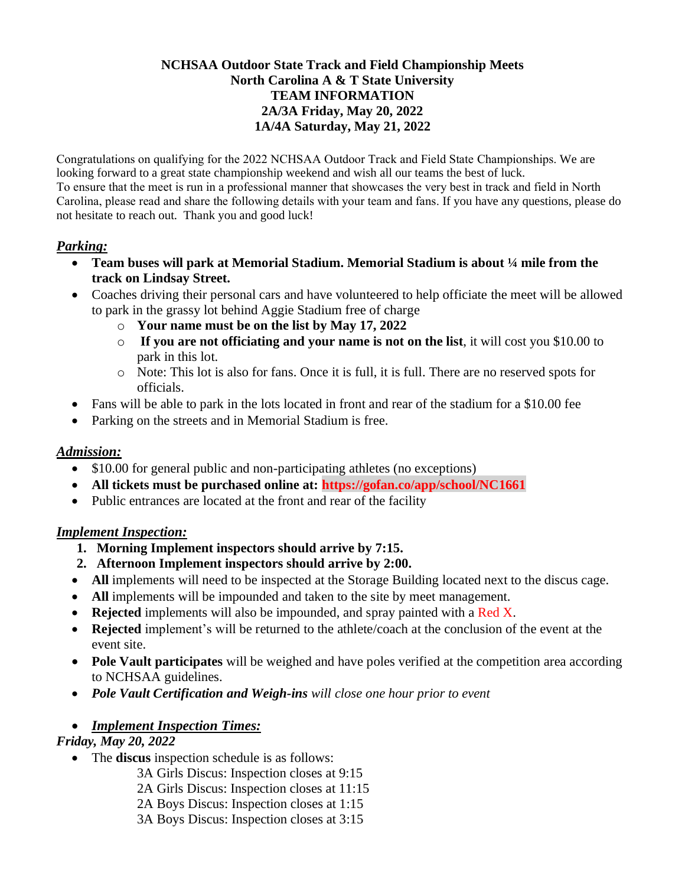**NCHSAA Outdoor State Track and Field Championship Meets**
**North Carolina A & T State University**
**TEAM INFORMATION**
**2A/3A Friday, May 20, 2022**
**1A/4A Saturday, May 21, 2022**

Congratulations on qualifying for the 2022 NCHSAA Outdoor Track and Field State Championships. We are looking forward to a great state championship weekend and wish all our teams the best of luck.
To ensure that the meet is run in a professional manner that showcases the very best in track and field in North Carolina, please read and share the following details with your team and fans. If you have any questions, please do not hesitate to reach out. Thank you and good luck!

## ***Parking:***

- **Team buses will park at Memorial Stadium. Memorial Stadium is about ¼ mile from the track on Lindsay Street.**
- Coaches driving their personal cars and have volunteered to help officiate the meet will be allowed to park in the grassy lot behind Aggie Stadium free of charge
  - **Your name must be on the list by May 17, 2022**
  - **If you are not officiating and your name is not on the list**, it will cost you $10.00 to park in this lot.
  - Note: This lot is also for fans. Once it is full, it is full. There are no reserved spots for officials.
- Fans will be able to park in the lots located in front and rear of the stadium for a $10.00 fee
- Parking on the streets and in Memorial Stadium is free.

## ***Admission:***

- $10.00 for general public and non-participating athletes (no exceptions)
- **All tickets must be purchased online at: https://gofan.co/app/school/NC1661**
- Public entrances are located at the front and rear of the facility

## ***Implement Inspection:***

1. **Morning Implement inspectors should arrive by 7:15.**
2. **Afternoon Implement inspectors should arrive by 2:00.**

- **All** implements will need to be inspected at the Storage Building located next to the discus cage.
- **All** implements will be impounded and taken to the site by meet management.
- **Rejected** implements will also be impounded, and spray painted with a Red X.
- **Rejected** implement's will be returned to the athlete/coach at the conclusion of the event at the event site.
- **Pole Vault participates** will be weighed and have poles verified at the competition area according to NCHSAA guidelines.
- ***Pole Vault Certification and Weigh-ins*** *will close one hour prior to event*

- ***Implement Inspection Times:***

***Friday, May 20, 2022***

- The **discus** inspection schedule is as follows:
  - 3A Girls Discus: Inspection closes at 9:15
  - 2A Girls Discus: Inspection closes at 11:15
  - 2A Boys Discus: Inspection closes at 1:15
  - 3A Boys Discus: Inspection closes at 3:15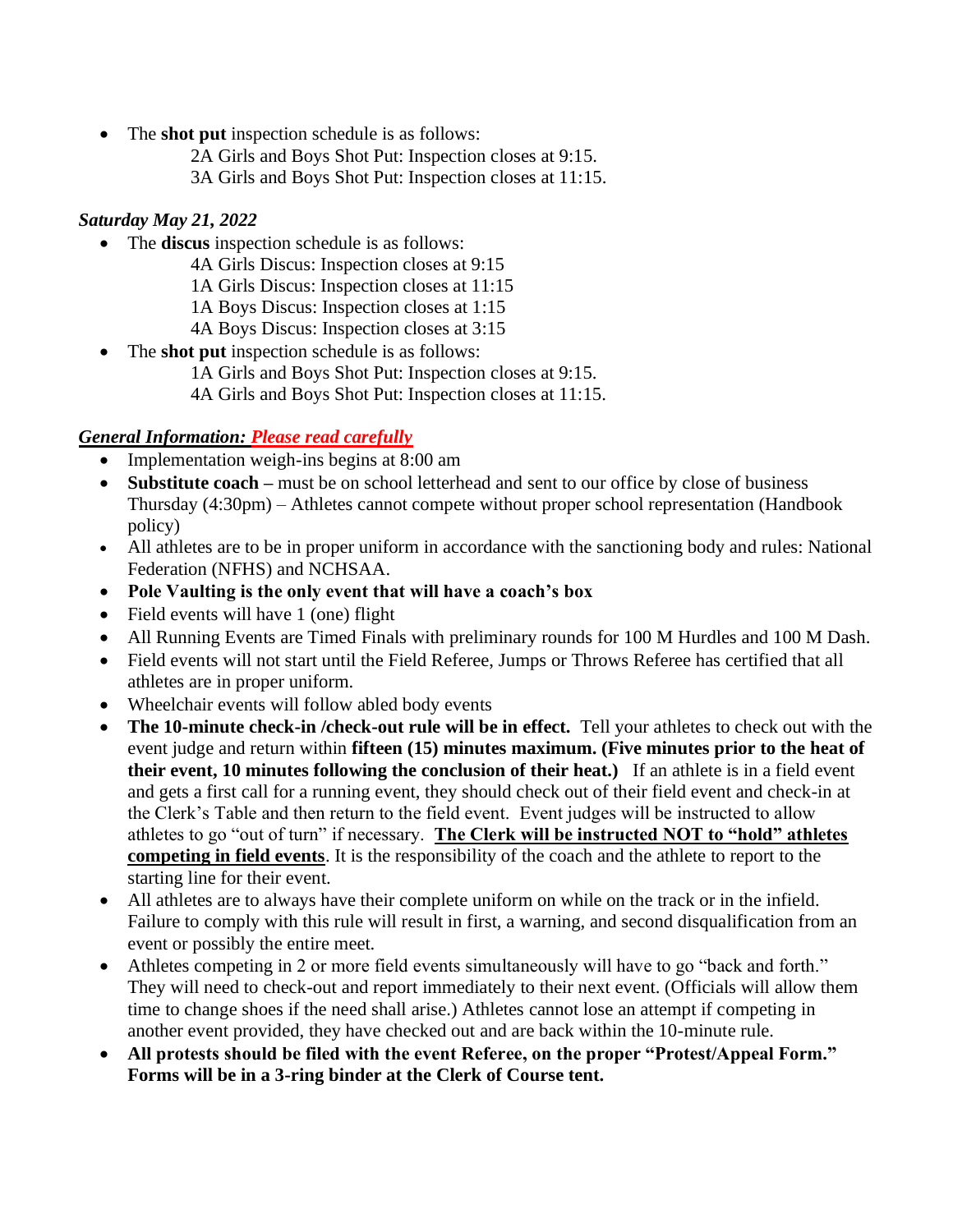- The **shot put** inspection schedule is as follows:
  - 2A Girls and Boys Shot Put: Inspection closes at 9:15.
  - 3A Girls and Boys Shot Put: Inspection closes at 11:15.

***Saturday May 21, 2022***

- The **discus** inspection schedule is as follows:
  - 4A Girls Discus: Inspection closes at 9:15
  - 1A Girls Discus: Inspection closes at 11:15
  - 1A Boys Discus: Inspection closes at 1:15
  - 4A Boys Discus: Inspection closes at 3:15
- The **shot put** inspection schedule is as follows:
  - 1A Girls and Boys Shot Put: Inspection closes at 9:15.
  - 4A Girls and Boys Shot Put: Inspection closes at 11:15.

***General Information: Please read carefully***

- Implementation weigh-ins begins at 8:00 am
- **Substitute coach –** must be on school letterhead and sent to our office by close of business Thursday (4:30pm) – Athletes cannot compete without proper school representation (Handbook policy)
- All athletes are to be in proper uniform in accordance with the sanctioning body and rules: National Federation (NFHS) and NCHSAA.
- **Pole Vaulting is the only event that will have a coach's box**
- Field events will have 1 (one) flight
- All Running Events are Timed Finals with preliminary rounds for 100 M Hurdles and 100 M Dash.
- Field events will not start until the Field Referee, Jumps or Throws Referee has certified that all athletes are in proper uniform.
- Wheelchair events will follow abled body events
- **The 10-minute check-in /check-out rule will be in effect.** Tell your athletes to check out with the event judge and return within **fifteen (15) minutes maximum. (Five minutes prior to the heat of their event, 10 minutes following the conclusion of their heat.)** If an athlete is in a field event and gets a first call for a running event, they should check out of their field event and check-in at the Clerk's Table and then return to the field event. Event judges will be instructed to allow athletes to go "out of turn" if necessary. **The Clerk will be instructed NOT to "hold" athletes competing in field events**. It is the responsibility of the coach and the athlete to report to the starting line for their event.
- All athletes are to always have their complete uniform on while on the track or in the infield. Failure to comply with this rule will result in first, a warning, and second disqualification from an event or possibly the entire meet.
- Athletes competing in 2 or more field events simultaneously will have to go "back and forth." They will need to check-out and report immediately to their next event. (Officials will allow them time to change shoes if the need shall arise.) Athletes cannot lose an attempt if competing in another event provided, they have checked out and are back within the 10-minute rule.
- **All protests should be filed with the event Referee, on the proper "Protest/Appeal Form." Forms will be in a 3-ring binder at the Clerk of Course tent.**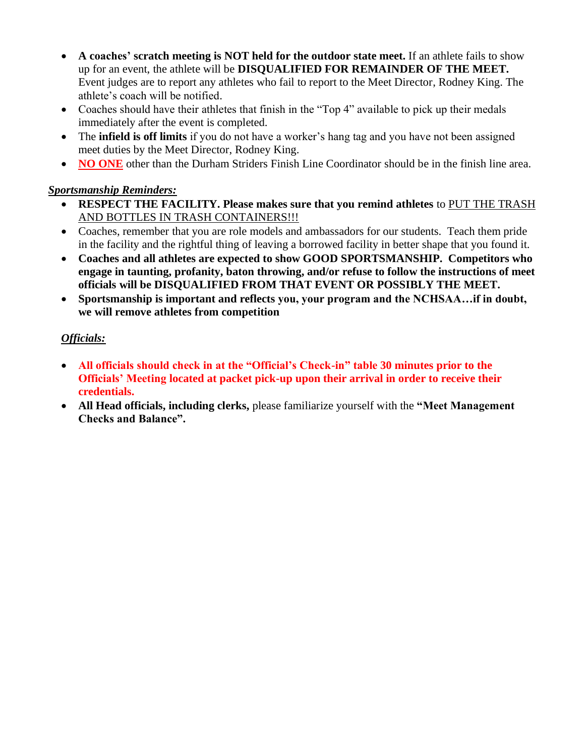- **A coaches' scratch meeting is NOT held for the outdoor state meet.** If an athlete fails to show up for an event, the athlete will be **DISQUALIFIED FOR REMAINDER OF THE MEET.** Event judges are to report any athletes who fail to report to the Meet Director, Rodney King. The athlete's coach will be notified.
- Coaches should have their athletes that finish in the "Top 4" available to pick up their medals immediately after the event is completed.
- The **infield is off limits** if you do not have a worker's hang tag and you have not been assigned meet duties by the Meet Director, Rodney King.
- **NO ONE** other than the Durham Striders Finish Line Coordinator should be in the finish line area.

***Sportsmanship Reminders:***

- **RESPECT THE FACILITY. Please makes sure that you remind athletes** to PUT THE TRASH AND BOTTLES IN TRASH CONTAINERS!!!
- Coaches, remember that you are role models and ambassadors for our students. Teach them pride in the facility and the rightful thing of leaving a borrowed facility in better shape that you found it.
- **Coaches and all athletes are expected to show GOOD SPORTSMANSHIP. Competitors who engage in taunting, profanity, baton throwing, and/or refuse to follow the instructions of meet officials will be DISQUALIFIED FROM THAT EVENT OR POSSIBLY THE MEET.**
- **Sportsmanship is important and reflects you, your program and the NCHSAA…if in doubt, we will remove athletes from competition**

***Officials:***

- **All officials should check in at the "Official's Check-in" table 30 minutes prior to the Officials' Meeting located at packet pick-up upon their arrival in order to receive their credentials.**
- **All Head officials, including clerks,** please familiarize yourself with the **"Meet Management Checks and Balance".**